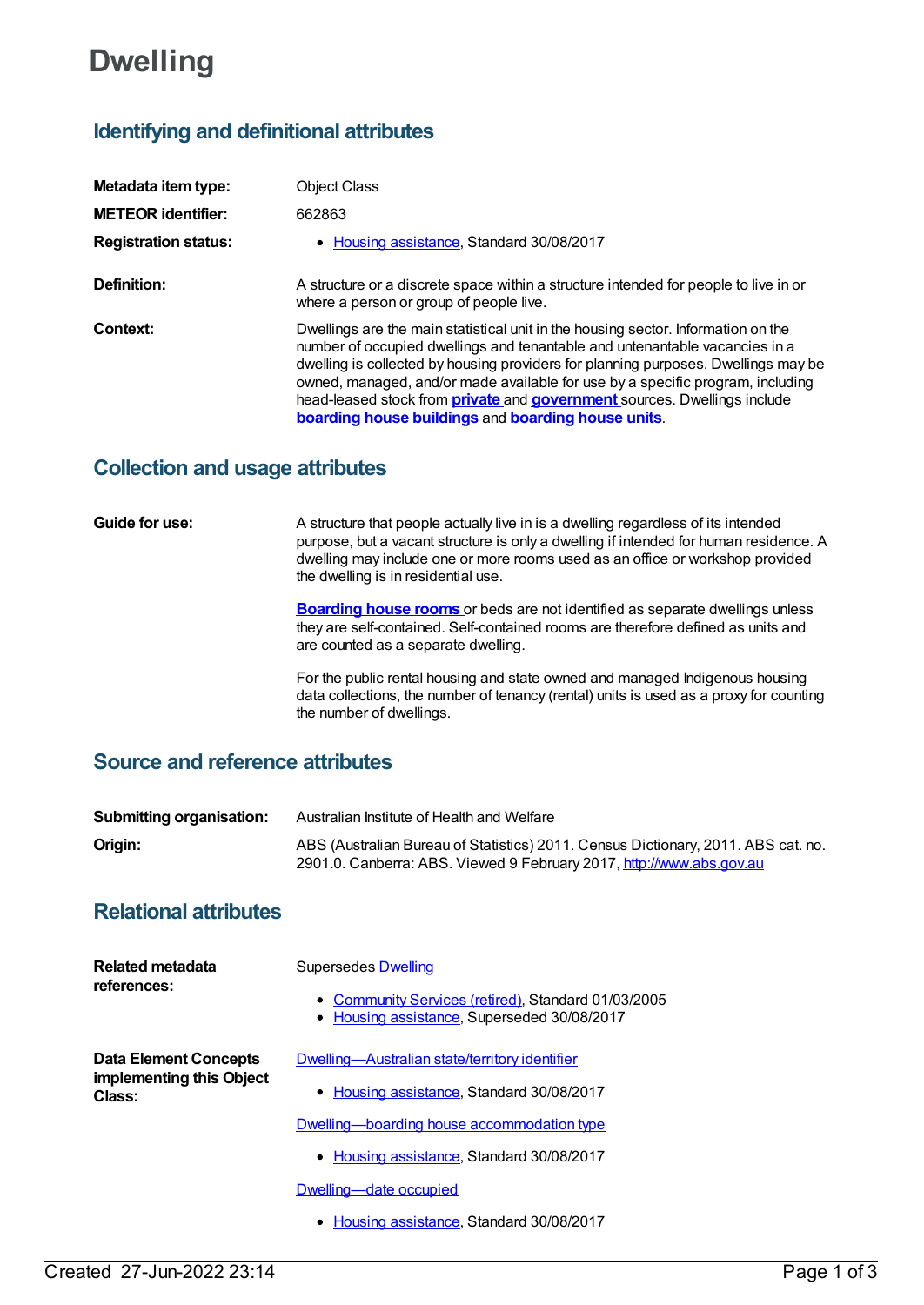# Dwelling

## Identifying and definitional attributes

**Metadata item type:** Object Class

**METEOR identifier:** 662863

**Registration status:**

- Housing assistance, Standard 30/08/2017

**Definition:** A structure or a discrete space within a structure intended for people to live in or where a person or group of people live.

**Context:** Dwellings are the main statistical unit in the housing sector. Information on the number of occupied dwellings and tenantable and untenantable vacancies in a dwelling is collected by housing providers for planning purposes. Dwellings may be owned, managed, and/or made available for use by a specific program, including head-leased stock from **private** and **government** sources. Dwellings include **boarding house buildings** and **boarding house units**.

## Collection and usage attributes

**Guide for use:** A structure that people actually live in is a dwelling regardless of its intended purpose, but a vacant structure is only a dwelling if intended for human residence. A dwelling may include one or more rooms used as an office or workshop provided the dwelling is in residential use.

**Boarding house rooms** or beds are not identified as separate dwellings unless they are self-contained. Self-contained rooms are therefore defined as units and are counted as a separate dwelling.

For the public rental housing and state owned and managed Indigenous housing data collections, the number of tenancy (rental) units is used as a proxy for counting the number of dwellings.

## Source and reference attributes

**Submitting organisation:** Australian Institute of Health and Welfare

**Origin:** ABS (Australian Bureau of Statistics) 2011. Census Dictionary, 2011. ABS cat. no. 2901.0. Canberra: ABS. Viewed 9 February 2017, http://www.abs.gov.au

## Relational attributes

**Related metadata references:**

Supersedes Dwelling

- Community Services (retired), Standard 01/03/2005
- Housing assistance, Superseded 30/08/2017

**Data Element Concepts implementing this Object Class:**

Dwelling—Australian state/territory identifier

- Housing assistance, Standard 30/08/2017

Dwelling—boarding house accommodation type

- Housing assistance, Standard 30/08/2017

Dwelling—date occupied

- Housing assistance, Standard 30/08/2017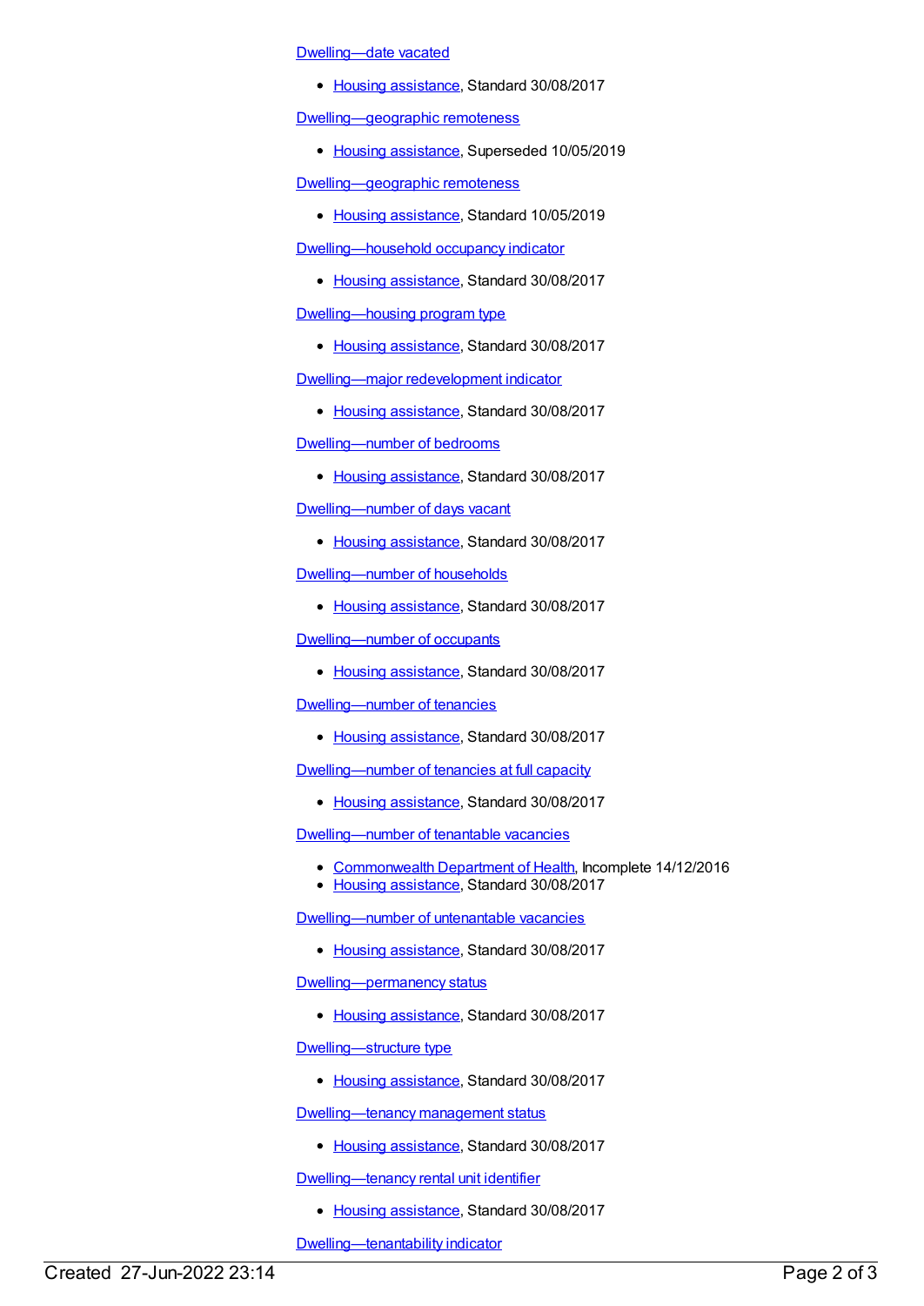[Dwelling—date vacated](#)

- [Housing assistance](#), Standard 30/08/2017

[Dwelling—geographic remoteness](#)

- [Housing assistance](#), Superseded 10/05/2019

[Dwelling—geographic remoteness](#)

- [Housing assistance](#), Standard 10/05/2019

[Dwelling—household occupancy indicator](#)

- [Housing assistance](#), Standard 30/08/2017

[Dwelling—housing program type](#)

- [Housing assistance](#), Standard 30/08/2017

[Dwelling—major redevelopment indicator](#)

- [Housing assistance](#), Standard 30/08/2017

[Dwelling—number of bedrooms](#)

- [Housing assistance](#), Standard 30/08/2017

[Dwelling—number of days vacant](#)

- [Housing assistance](#), Standard 30/08/2017

[Dwelling—number of households](#)

- [Housing assistance](#), Standard 30/08/2017

[Dwelling—number of occupants](#)

- [Housing assistance](#), Standard 30/08/2017

[Dwelling—number of tenancies](#)

- [Housing assistance](#), Standard 30/08/2017

[Dwelling—number of tenancies at full capacity](#)

- [Housing assistance](#), Standard 30/08/2017

[Dwelling—number of tenantable vacancies](#)

- [Commonwealth Department of Health](#), Incomplete 14/12/2016
- [Housing assistance](#), Standard 30/08/2017

[Dwelling—number of untenantable vacancies](#)

- [Housing assistance](#), Standard 30/08/2017

[Dwelling—permanency status](#)

- [Housing assistance](#), Standard 30/08/2017

[Dwelling—structure type](#)

- [Housing assistance](#), Standard 30/08/2017

[Dwelling—tenancy management status](#)

- [Housing assistance](#), Standard 30/08/2017

[Dwelling—tenancy rental unit identifier](#)

- [Housing assistance](#), Standard 30/08/2017

[Dwelling—tenantability indicator](#)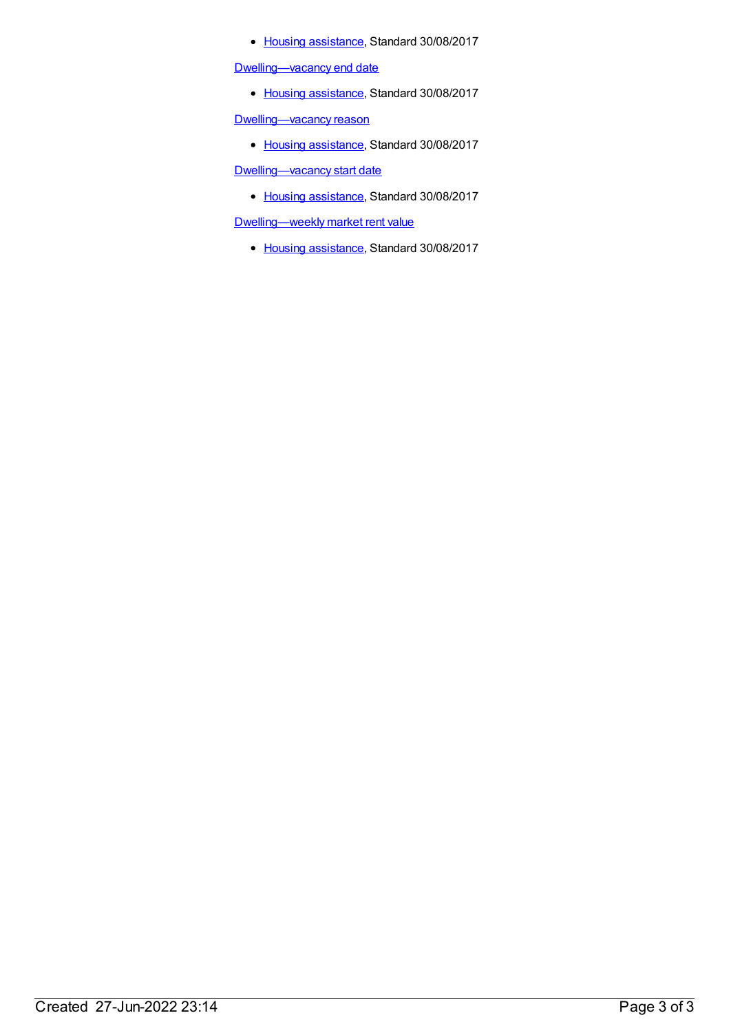- Housing assistance, Standard 30/08/2017

Dwelling—vacancy end date

- Housing assistance, Standard 30/08/2017

Dwelling—vacancy reason

- Housing assistance, Standard 30/08/2017

Dwelling—vacancy start date

- Housing assistance, Standard 30/08/2017

Dwelling—weekly market rent value

- Housing assistance, Standard 30/08/2017